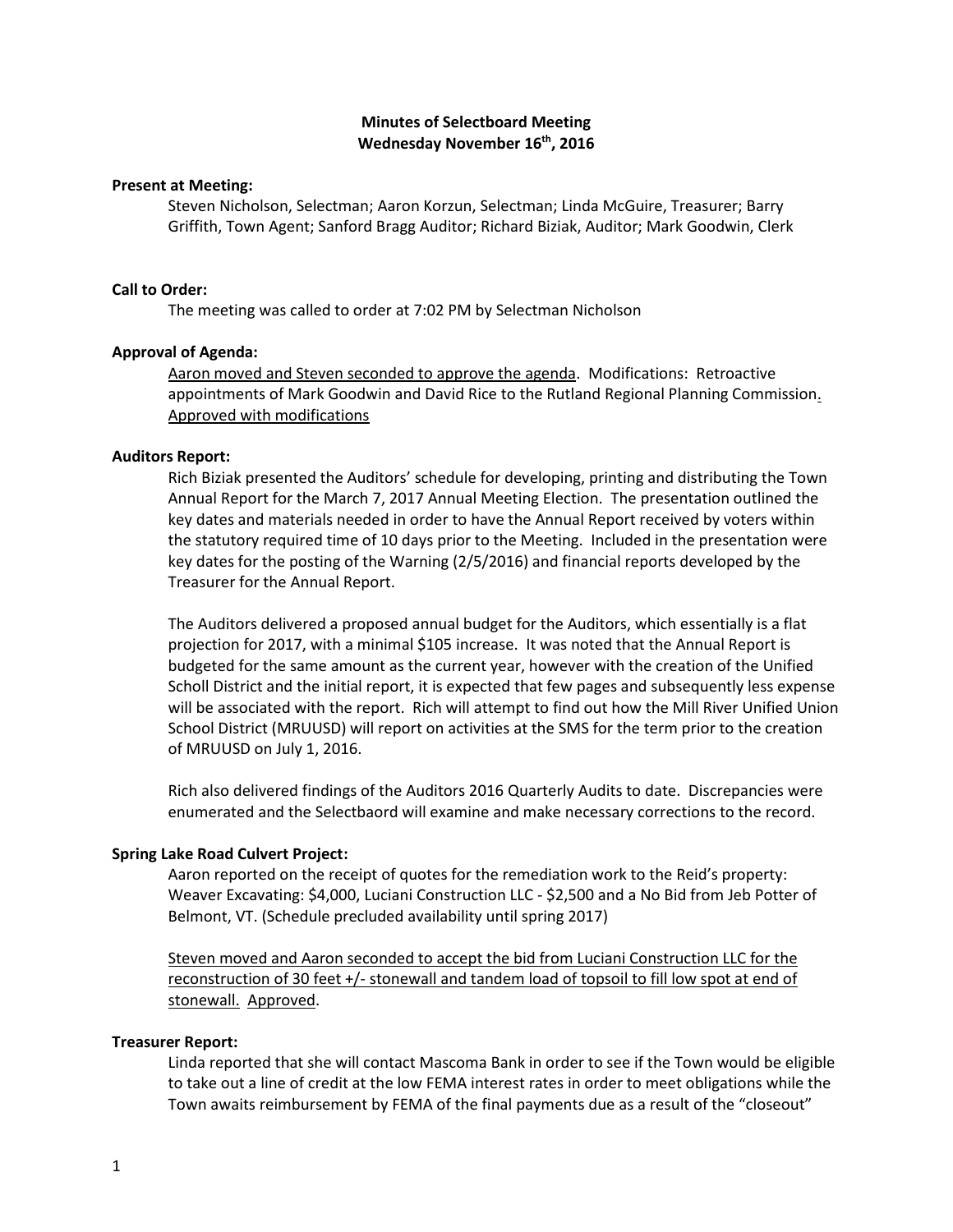# Minutes of Selectboard Meeting
## Wednesday November 16th, 2016

**Present at Meeting:**

Steven Nicholson, Selectman; Aaron Korzun, Selectman; Linda McGuire, Treasurer; Barry Griffith, Town Agent; Sanford Bragg Auditor; Richard Biziak, Auditor; Mark Goodwin, Clerk

**Call to Order:**

The meeting was called to order at 7:02 PM by Selectman Nicholson

**Approval of Agenda:**

Aaron moved and Steven seconded to approve the agenda. Modifications: Retroactive appointments of Mark Goodwin and David Rice to the Rutland Regional Planning Commission. Approved with modifications

**Auditors Report:**

Rich Biziak presented the Auditors' schedule for developing, printing and distributing the Town Annual Report for the March 7, 2017 Annual Meeting Election. The presentation outlined the key dates and materials needed in order to have the Annual Report received by voters within the statutory required time of 10 days prior to the Meeting. Included in the presentation were key dates for the posting of the Warning (2/5/2016) and financial reports developed by the Treasurer for the Annual Report.

The Auditors delivered a proposed annual budget for the Auditors, which essentially is a flat projection for 2017, with a minimal $105 increase. It was noted that the Annual Report is budgeted for the same amount as the current year, however with the creation of the Unified Scholl District and the initial report, it is expected that few pages and subsequently less expense will be associated with the report. Rich will attempt to find out how the Mill River Unified Union School District (MRUUSD) will report on activities at the SMS for the term prior to the creation of MRUUSD on July 1, 2016.

Rich also delivered findings of the Auditors 2016 Quarterly Audits to date. Discrepancies were enumerated and the Selectbaord will examine and make necessary corrections to the record.

**Spring Lake Road Culvert Project:**

Aaron reported on the receipt of quotes for the remediation work to the Reid's property: Weaver Excavating: $4,000, Luciani Construction LLC - $2,500 and a No Bid from Jeb Potter of Belmont, VT. (Schedule precluded availability until spring 2017)

Steven moved and Aaron seconded to accept the bid from Luciani Construction LLC for the reconstruction of 30 feet +/- stonewall and tandem load of topsoil to fill low spot at end of stonewall. Approved.

**Treasurer Report:**

Linda reported that she will contact Mascoma Bank in order to see if the Town would be eligible to take out a line of credit at the low FEMA interest rates in order to meet obligations while the Town awaits reimbursement by FEMA of the final payments due as a result of the "closeout"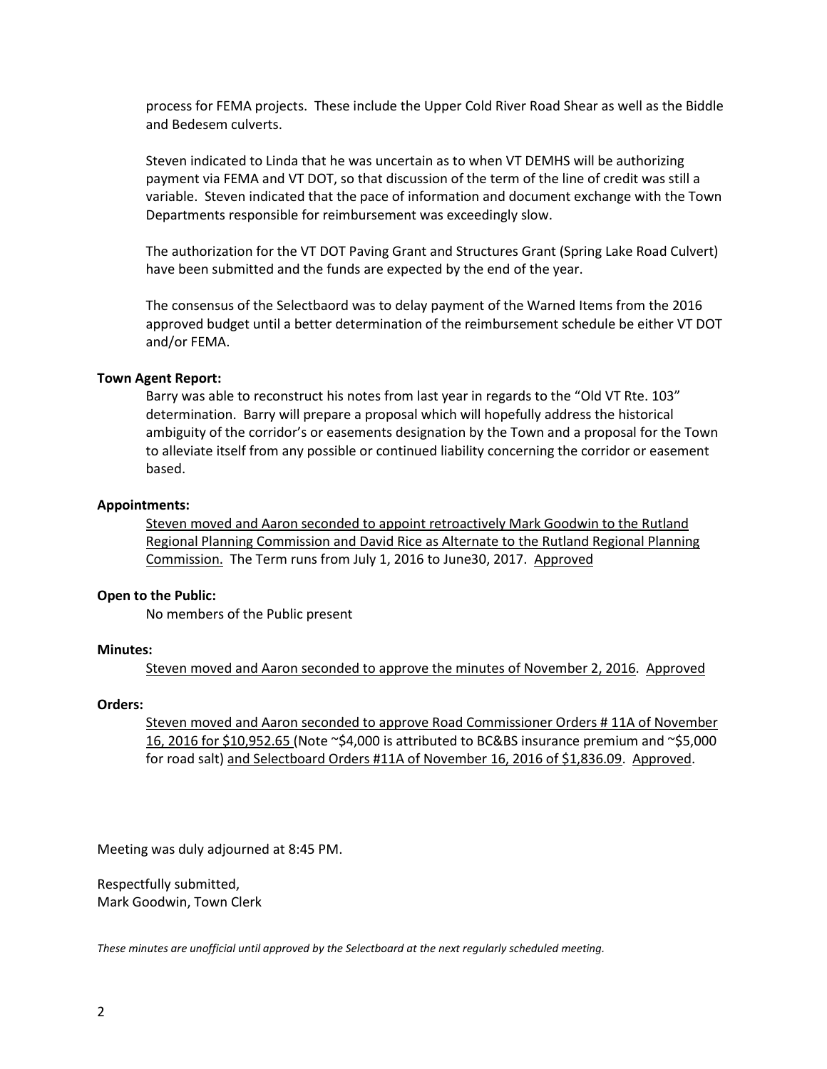process for FEMA projects. These include the Upper Cold River Road Shear as well as the Biddle and Bedesem culverts.

Steven indicated to Linda that he was uncertain as to when VT DEMHS will be authorizing payment via FEMA and VT DOT, so that discussion of the term of the line of credit was still a variable. Steven indicated that the pace of information and document exchange with the Town Departments responsible for reimbursement was exceedingly slow.

The authorization for the VT DOT Paving Grant and Structures Grant (Spring Lake Road Culvert) have been submitted and the funds are expected by the end of the year.

The consensus of the Selectbaord was to delay payment of the Warned Items from the 2016 approved budget until a better determination of the reimbursement schedule be either VT DOT and/or FEMA.

**Town Agent Report:**

Barry was able to reconstruct his notes from last year in regards to the "Old VT Rte. 103" determination. Barry will prepare a proposal which will hopefully address the historical ambiguity of the corridor's or easements designation by the Town and a proposal for the Town to alleviate itself from any possible or continued liability concerning the corridor or easement based.

**Appointments:**

Steven moved and Aaron seconded to appoint retroactively Mark Goodwin to the Rutland Regional Planning Commission and David Rice as Alternate to the Rutland Regional Planning Commission. The Term runs from July 1, 2016 to June30, 2017. Approved

**Open to the Public:**

No members of the Public present

**Minutes:**

Steven moved and Aaron seconded to approve the minutes of November 2, 2016. Approved

**Orders:**

Steven moved and Aaron seconded to approve Road Commissioner Orders # 11A of November 16, 2016 for $10,952.65 (Note ~$4,000 is attributed to BC&BS insurance premium and ~$5,000 for road salt) and Selectboard Orders #11A of November 16, 2016 of $1,836.09. Approved.

Meeting was duly adjourned at 8:45 PM.

Respectfully submitted,
Mark Goodwin, Town Clerk

*These minutes are unofficial until approved by the Selectboard at the next regularly scheduled meeting.*